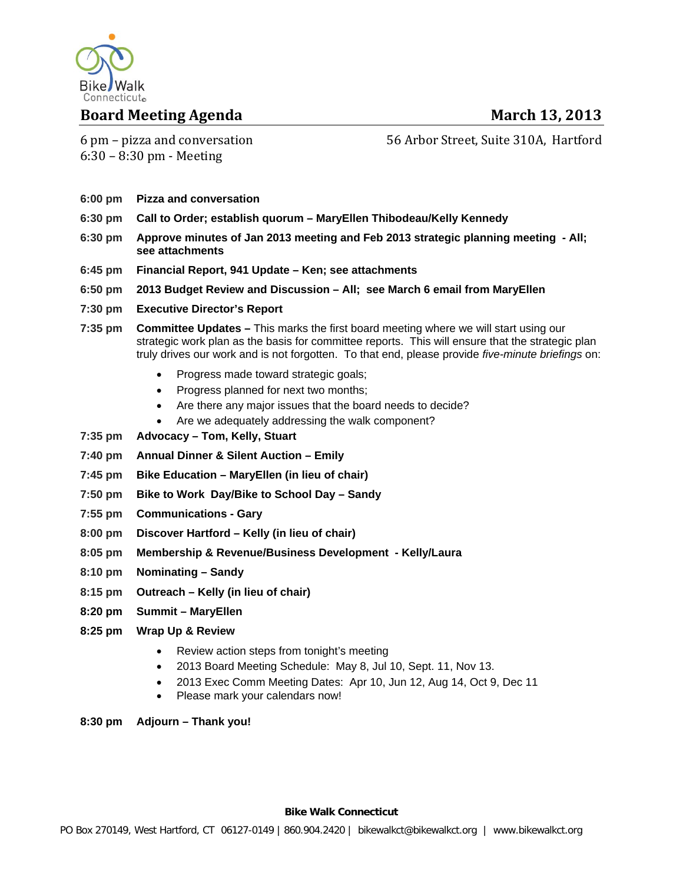Bike Walk Connecticut

# Board Meeting Agenda

**March 13, 2013**

6 pm – pizza and conversation
6:30 – 8:30 pm - Meeting

56 Arbor Street, Suite 310A, Hartford

**6:00 pm** **Pizza and conversation**

**6:30 pm** **Call to Order; establish quorum – MaryEllen Thibodeau/Kelly Kennedy**

**6:30 pm** **Approve minutes of Jan 2013 meeting and Feb 2013 strategic planning meeting - All; see attachments**

**6:45 pm** **Financial Report, 941 Update – Ken; see attachments**

**6:50 pm** **2013 Budget Review and Discussion – All; see March 6 email from MaryEllen**

**7:30 pm** **Executive Director's Report**

**7:35 pm** **Committee Updates –** This marks the first board meeting where we will start using our strategic work plan as the basis for committee reports. This will ensure that the strategic plan truly drives our work and is not forgotten. To that end, please provide *five-minute briefings* on:

- Progress made toward strategic goals;
- Progress planned for next two months;
- Are there any major issues that the board needs to decide?
- Are we adequately addressing the walk component?

**7:35 pm** **Advocacy – Tom, Kelly, Stuart**

**7:40 pm** **Annual Dinner & Silent Auction – Emily**

**7:45 pm** **Bike Education – MaryEllen (in lieu of chair)**

**7:50 pm** **Bike to Work Day/Bike to School Day – Sandy**

**7:55 pm** **Communications - Gary**

**8:00 pm** **Discover Hartford – Kelly (in lieu of chair)**

**8:05 pm** **Membership & Revenue/Business Development - Kelly/Laura**

**8:10 pm** **Nominating – Sandy**

**8:15 pm** **Outreach – Kelly (in lieu of chair)**

**8:20 pm** **Summit – MaryEllen**

**8:25 pm** **Wrap Up & Review**

- Review action steps from tonight's meeting
- 2013 Board Meeting Schedule: May 8, Jul 10, Sept. 11, Nov 13.
- 2013 Exec Comm Meeting Dates: Apr 10, Jun 12, Aug 14, Oct 9, Dec 11
- Please mark your calendars now!

**8:30 pm** **Adjourn – Thank you!**

**Bike Walk Connecticut**

PO Box 270149, West Hartford, CT 06127-0149 | 860.904.2420 | bikewalkct@bikewalkct.org | www.bikewalkct.org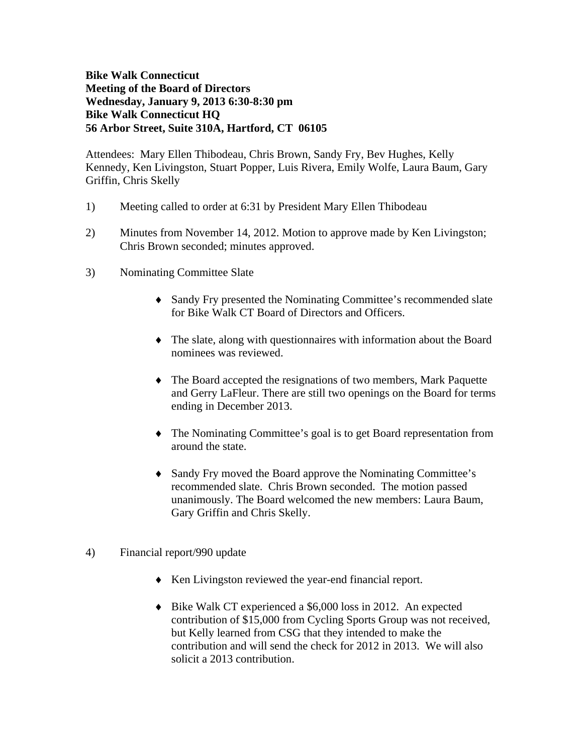**Bike Walk Connecticut**
**Meeting of the Board of Directors**
**Wednesday, January 9, 2013 6:30-8:30 pm**
**Bike Walk Connecticut HQ**
**56 Arbor Street, Suite 310A, Hartford, CT 06105**

Attendees: Mary Ellen Thibodeau, Chris Brown, Sandy Fry, Bev Hughes, Kelly Kennedy, Ken Livingston, Stuart Popper, Luis Rivera, Emily Wolfe, Laura Baum, Gary Griffin, Chris Skelly

1) Meeting called to order at 6:31 by President Mary Ellen Thibodeau

2) Minutes from November 14, 2012. Motion to approve made by Ken Livingston; Chris Brown seconded; minutes approved.

3) Nominating Committee Slate

   - Sandy Fry presented the Nominating Committee's recommended slate for Bike Walk CT Board of Directors and Officers.
   - The slate, along with questionnaires with information about the Board nominees was reviewed.
   - The Board accepted the resignations of two members, Mark Paquette and Gerry LaFleur. There are still two openings on the Board for terms ending in December 2013.
   - The Nominating Committee's goal is to get Board representation from around the state.
   - Sandy Fry moved the Board approve the Nominating Committee's recommended slate. Chris Brown seconded. The motion passed unanimously. The Board welcomed the new members: Laura Baum, Gary Griffin and Chris Skelly.

4) Financial report/990 update

   - Ken Livingston reviewed the year-end financial report.
   - Bike Walk CT experienced a $6,000 loss in 2012. An expected contribution of $15,000 from Cycling Sports Group was not received, but Kelly learned from CSG that they intended to make the contribution and will send the check for 2012 in 2013. We will also solicit a 2013 contribution.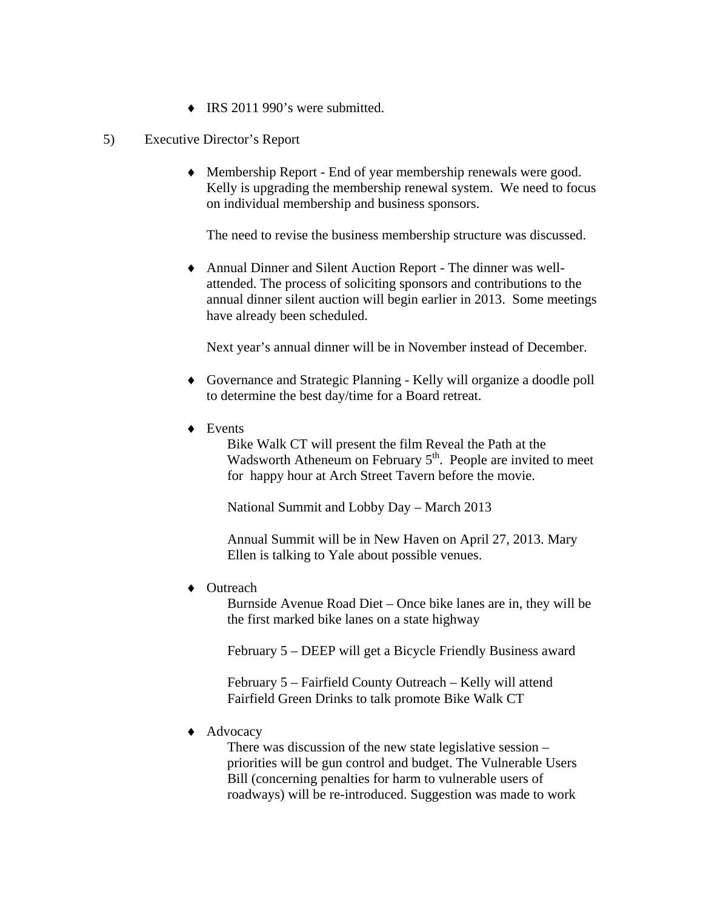- IRS 2011 990's were submitted.

5) Executive Director's Report

- Membership Report - End of year membership renewals were good. Kelly is upgrading the membership renewal system. We need to focus on individual membership and business sponsors.

  The need to revise the business membership structure was discussed.

- Annual Dinner and Silent Auction Report - The dinner was well-attended. The process of soliciting sponsors and contributions to the annual dinner silent auction will begin earlier in 2013. Some meetings have already been scheduled.

  Next year's annual dinner will be in November instead of December.

- Governance and Strategic Planning - Kelly will organize a doodle poll to determine the best day/time for a Board retreat.

- Events

  Bike Walk CT will present the film Reveal the Path at the Wadsworth Atheneum on February 5th. People are invited to meet for happy hour at Arch Street Tavern before the movie.

  National Summit and Lobby Day – March 2013

  Annual Summit will be in New Haven on April 27, 2013. Mary Ellen is talking to Yale about possible venues.

- Outreach

  Burnside Avenue Road Diet – Once bike lanes are in, they will be the first marked bike lanes on a state highway

  February 5 – DEEP will get a Bicycle Friendly Business award

  February 5 – Fairfield County Outreach – Kelly will attend Fairfield Green Drinks to talk promote Bike Walk CT

- Advocacy

  There was discussion of the new state legislative session – priorities will be gun control and budget. The Vulnerable Users Bill (concerning penalties for harm to vulnerable users of roadways) will be re-introduced. Suggestion was made to work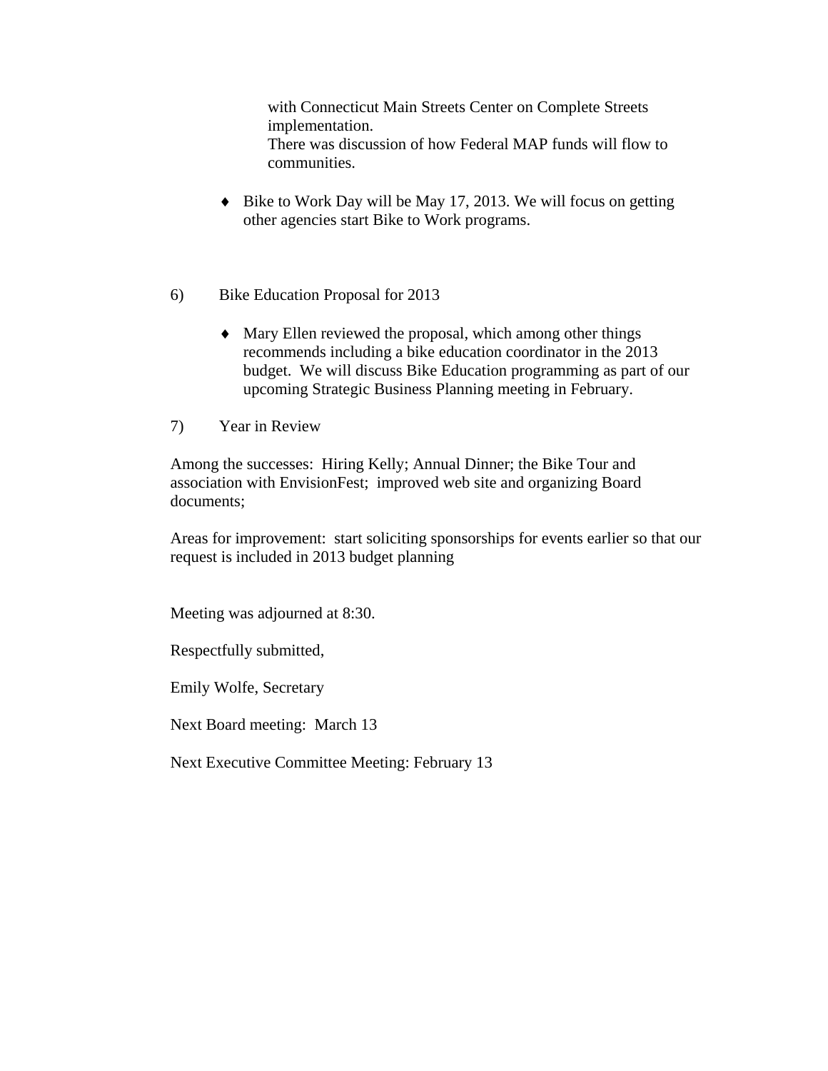with Connecticut Main Streets Center on Complete Streets implementation.
There was discussion of how Federal MAP funds will flow to communities.

- Bike to Work Day will be May 17, 2013. We will focus on getting other agencies start Bike to Work programs.

6) Bike Education Proposal for 2013

- Mary Ellen reviewed the proposal, which among other things recommends including a bike education coordinator in the 2013 budget. We will discuss Bike Education programming as part of our upcoming Strategic Business Planning meeting in February.

7) Year in Review

Among the successes: Hiring Kelly; Annual Dinner; the Bike Tour and association with EnvisionFest; improved web site and organizing Board documents;

Areas for improvement: start soliciting sponsorships for events earlier so that our request is included in 2013 budget planning

Meeting was adjourned at 8:30.

Respectfully submitted,

Emily Wolfe, Secretary

Next Board meeting: March 13

Next Executive Committee Meeting: February 13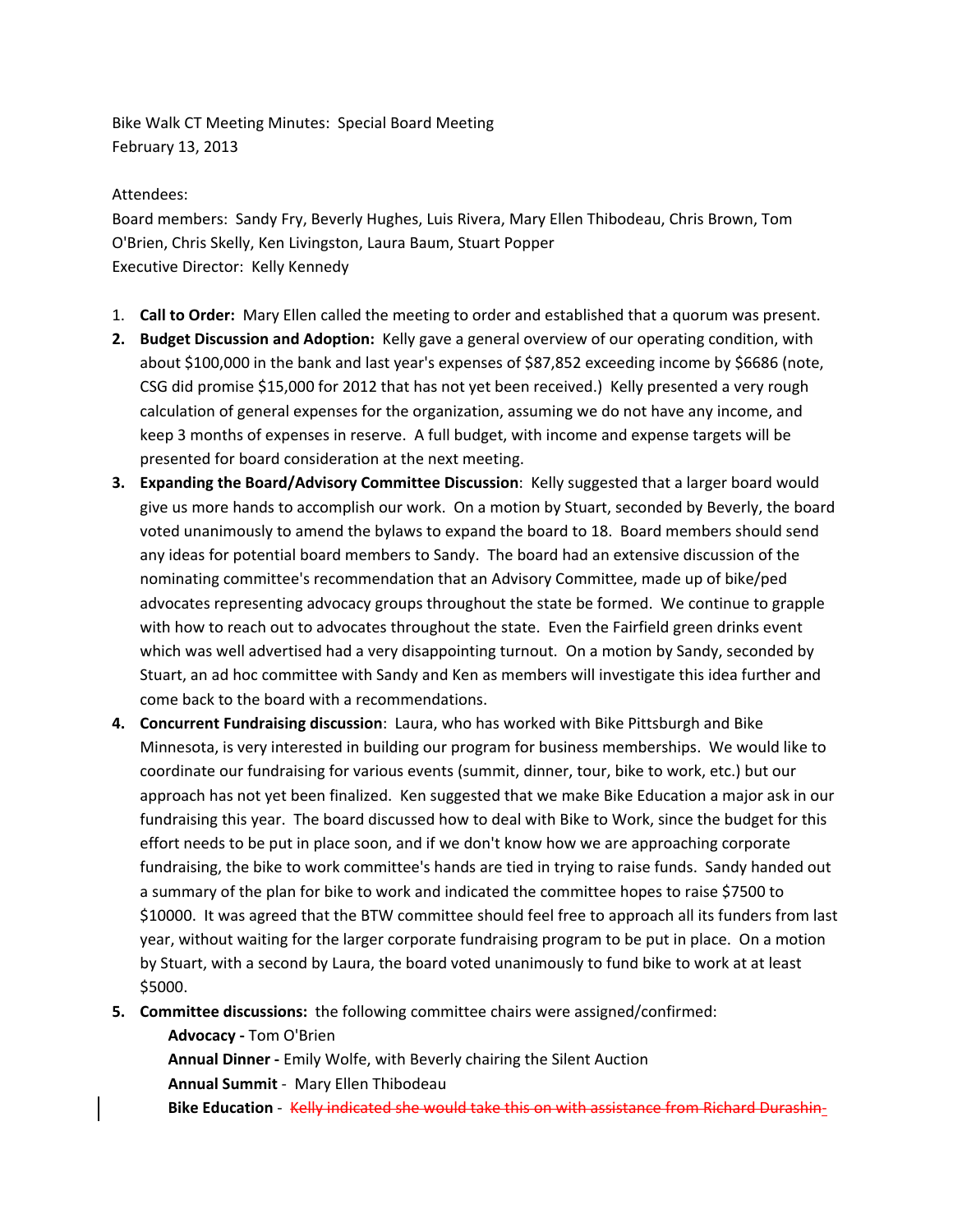Bike Walk CT Meeting Minutes: Special Board Meeting
February 13, 2013

Attendees:
Board members: Sandy Fry, Beverly Hughes, Luis Rivera, Mary Ellen Thibodeau, Chris Brown, Tom O'Brien, Chris Skelly, Ken Livingston, Laura Baum, Stuart Popper
Executive Director: Kelly Kennedy

1. **Call to Order:** Mary Ellen called the meeting to order and established that a quorum was present.
2. **Budget Discussion and Adoption:** Kelly gave a general overview of our operating condition, with about $100,000 in the bank and last year's expenses of $87,852 exceeding income by $6686 (note, CSG did promise $15,000 for 2012 that has not yet been received.) Kelly presented a very rough calculation of general expenses for the organization, assuming we do not have any income, and keep 3 months of expenses in reserve. A full budget, with income and expense targets will be presented for board consideration at the next meeting.
3. **Expanding the Board/Advisory Committee Discussion**: Kelly suggested that a larger board would give us more hands to accomplish our work. On a motion by Stuart, seconded by Beverly, the board voted unanimously to amend the bylaws to expand the board to 18. Board members should send any ideas for potential board members to Sandy. The board had an extensive discussion of the nominating committee's recommendation that an Advisory Committee, made up of bike/ped advocates representing advocacy groups throughout the state be formed. We continue to grapple with how to reach out to advocates throughout the state. Even the Fairfield green drinks event which was well advertised had a very disappointing turnout. On a motion by Sandy, seconded by Stuart, an ad hoc committee with Sandy and Ken as members will investigate this idea further and come back to the board with a recommendations.
4. **Concurrent Fundraising discussion**: Laura, who has worked with Bike Pittsburgh and Bike Minnesota, is very interested in building our program for business memberships. We would like to coordinate our fundraising for various events (summit, dinner, tour, bike to work, etc.) but our approach has not yet been finalized. Ken suggested that we make Bike Education a major ask in our fundraising this year. The board discussed how to deal with Bike to Work, since the budget for this effort needs to be put in place soon, and if we don't know how we are approaching corporate fundraising, the bike to work committee's hands are tied in trying to raise funds. Sandy handed out a summary of the plan for bike to work and indicated the committee hopes to raise $7500 to $10000. It was agreed that the BTW committee should feel free to approach all its funders from last year, without waiting for the larger corporate fundraising program to be put in place. On a motion by Stuart, with a second by Laura, the board voted unanimously to fund bike to work at at least $5000.
5. **Committee discussions:** the following committee chairs were assigned/confirmed:
   - **Advocacy -** Tom O'Brien
   - **Annual Dinner -** Emily Wolfe, with Beverly chairing the Silent Auction
   - **Annual Summit** - Mary Ellen Thibodeau
   - **Bike Education** - ~~Kelly indicated she would take this on with assistance from Richard Durashin~~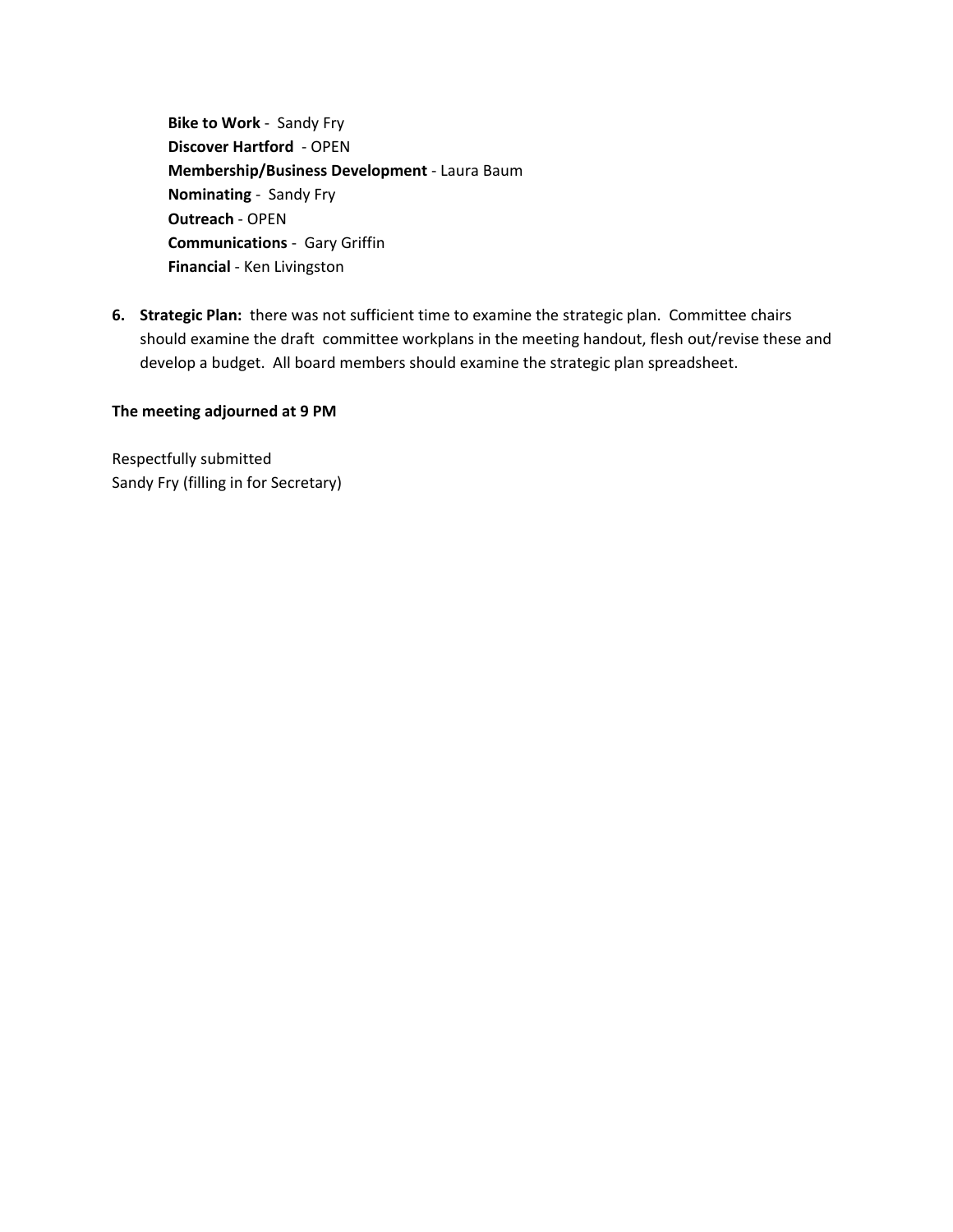**Bike to Work** - Sandy Fry
**Discover Hartford** - OPEN
**Membership/Business Development** - Laura Baum
**Nominating** - Sandy Fry
**Outreach** - OPEN
**Communications** - Gary Griffin
**Financial** - Ken Livingston

6. **Strategic Plan:** there was not sufficient time to examine the strategic plan. Committee chairs should examine the draft committee workplans in the meeting handout, flesh out/revise these and develop a budget. All board members should examine the strategic plan spreadsheet.

**The meeting adjourned at 9 PM**

Respectfully submitted
Sandy Fry (filling in for Secretary)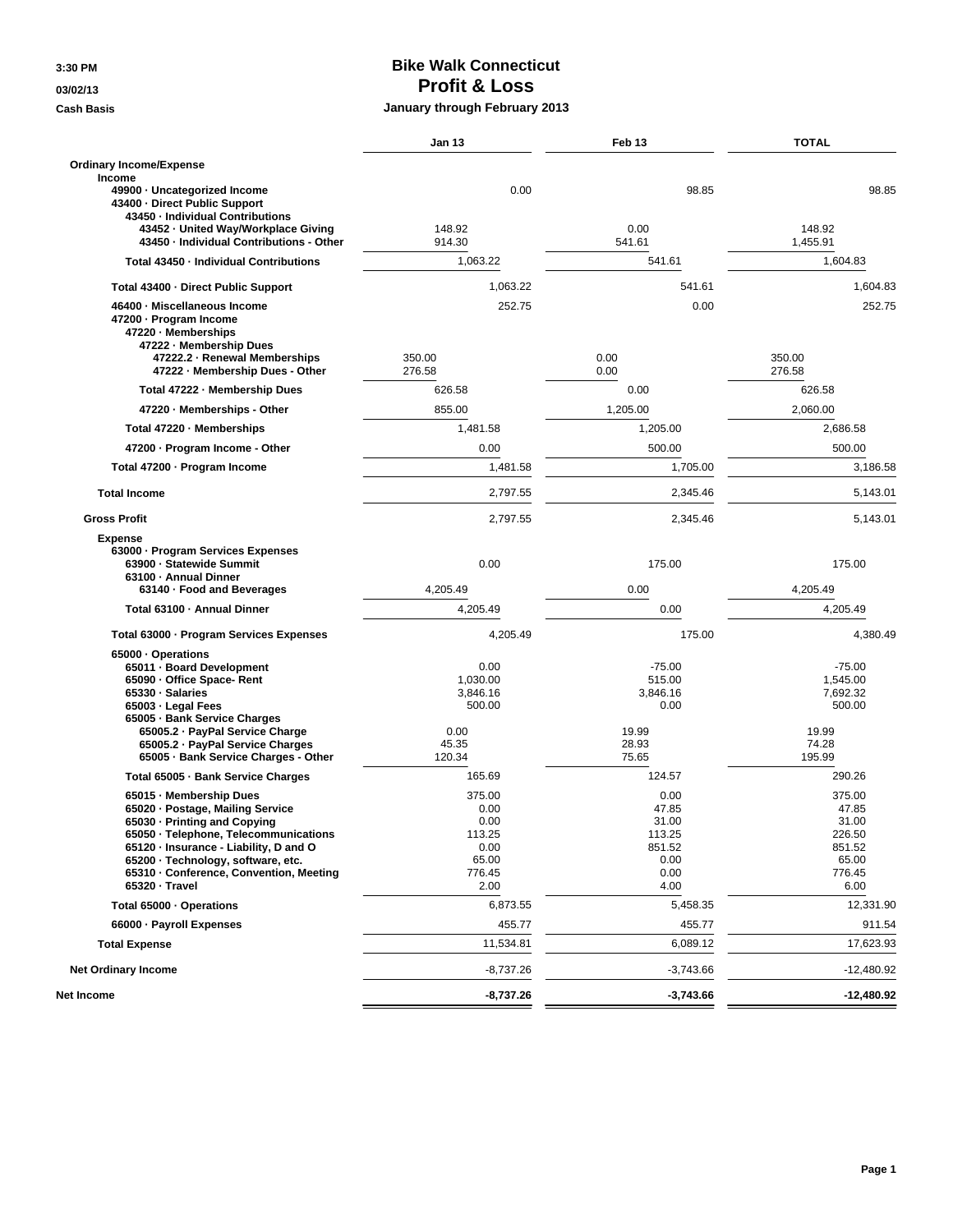3:30 PM

03/02/13

Cash Basis

# Bike Walk Connecticut
## Profit & Loss
### January through February 2013

| | Jan 13 | Feb 13 | TOTAL |
|---|---|---|---|
| **Ordinary Income/Expense** | | | |
| **Income** | | | |
| 49900 · Uncategorized Income | 0.00 | 98.85 | 98.85 |
| 43400 · Direct Public Support | | | |
| 43450 · Individual Contributions | | | |
| 43452 · United Way/Workplace Giving | 148.92 | 0.00 | 148.92 |
| 43450 · Individual Contributions - Other | 914.30 | 541.61 | 1,455.91 |
| Total 43450 · Individual Contributions | 1,063.22 | 541.61 | 1,604.83 |
| Total 43400 · Direct Public Support | 1,063.22 | 541.61 | 1,604.83 |
| 46400 · Miscellaneous Income | 252.75 | 0.00 | 252.75 |
| 47200 · Program Income | | | |
| 47220 · Memberships | | | |
| 47222 · Membership Dues | | | |
| 47222.2 · Renewal Memberships | 350.00 | 0.00 | 350.00 |
| 47222 · Membership Dues - Other | 276.58 | 0.00 | 276.58 |
| Total 47222 · Membership Dues | 626.58 | 0.00 | 626.58 |
| 47220 · Memberships - Other | 855.00 | 1,205.00 | 2,060.00 |
| Total 47220 · Memberships | 1,481.58 | 1,205.00 | 2,686.58 |
| 47200 · Program Income - Other | 0.00 | 500.00 | 500.00 |
| Total 47200 · Program Income | 1,481.58 | 1,705.00 | 3,186.58 |
| **Total Income** | 2,797.55 | 2,345.46 | 5,143.01 |
| **Gross Profit** | 2,797.55 | 2,345.46 | 5,143.01 |
| **Expense** | | | |
| 63000 · Program Services Expenses | | | |
| 63900 · Statewide Summit | 0.00 | 175.00 | 175.00 |
| 63100 · Annual Dinner | | | |
| 63140 · Food and Beverages | 4,205.49 | 0.00 | 4,205.49 |
| Total 63100 · Annual Dinner | 4,205.49 | 0.00 | 4,205.49 |
| Total 63000 · Program Services Expenses | 4,205.49 | 175.00 | 4,380.49 |
| 65000 · Operations | | | |
| 65011 · Board Development | 0.00 | -75.00 | -75.00 |
| 65090 · Office Space- Rent | 1,030.00 | 515.00 | 1,545.00 |
| 65330 · Salaries | 3,846.16 | 3,846.16 | 7,692.32 |
| 65003 · Legal Fees | 500.00 | 0.00 | 500.00 |
| 65005 · Bank Service Charges | | | |
| 65005.2 · PayPal Service Charge | 0.00 | 19.99 | 19.99 |
| 65005.2 · PayPal Service Charges | 45.35 | 28.93 | 74.28 |
| 65005 · Bank Service Charges - Other | 120.34 | 75.65 | 195.99 |
| Total 65005 · Bank Service Charges | 165.69 | 124.57 | 290.26 |
| 65015 · Membership Dues | 375.00 | 0.00 | 375.00 |
| 65020 · Postage, Mailing Service | 0.00 | 47.85 | 47.85 |
| 65030 · Printing and Copying | 0.00 | 31.00 | 31.00 |
| 65050 · Telephone, Telecommunications | 113.25 | 113.25 | 226.50 |
| 65120 · Insurance - Liability, D and O | 0.00 | 851.52 | 851.52 |
| 65200 · Technology, software, etc. | 65.00 | 0.00 | 65.00 |
| 65310 · Conference, Convention, Meeting | 776.45 | 0.00 | 776.45 |
| 65320 · Travel | 2.00 | 4.00 | 6.00 |
| Total 65000 · Operations | 6,873.55 | 5,458.35 | 12,331.90 |
| 66000 · Payroll Expenses | 455.77 | 455.77 | 911.54 |
| **Total Expense** | 11,534.81 | 6,089.12 | 17,623.93 |
| **Net Ordinary Income** | -8,737.26 | -3,743.66 | -12,480.92 |
| **Net Income** | **-8,737.26** | **-3,743.66** | **-12,480.92** |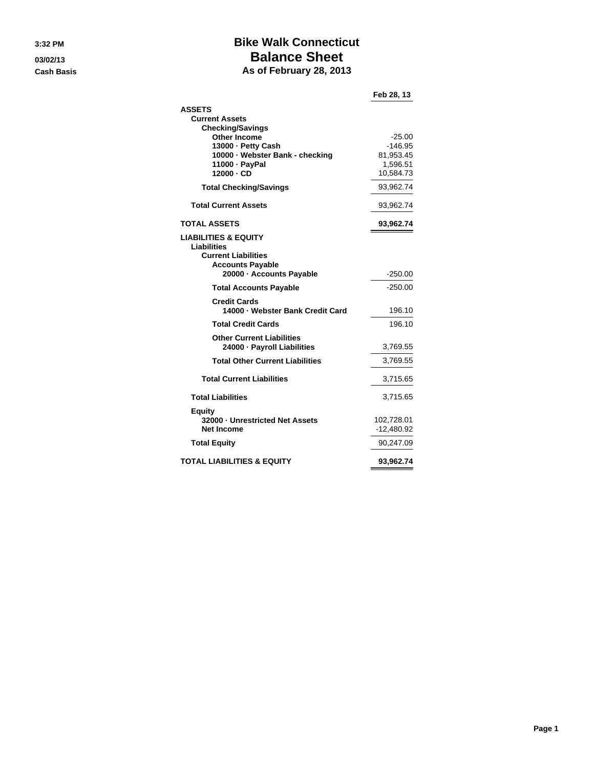3:32 PM
03/02/13
Cash Basis

# Bike Walk Connecticut
## Balance Sheet
### As of February 28, 2013

| | Feb 28, 13 |
|---|---|
| **ASSETS** | |
| **Current Assets** | |
| **Checking/Savings** | |
| **Other Income** | -25.00 |
| **13000 · Petty Cash** | -146.95 |
| **10000 · Webster Bank - checking** | 81,953.45 |
| **11000 · PayPal** | 1,596.51 |
| **12000 · CD** | 10,584.73 |
| **Total Checking/Savings** | 93,962.74 |
| **Total Current Assets** | 93,962.74 |
| **TOTAL ASSETS** | **93,962.74** |
| **LIABILITIES & EQUITY** | |
| **Liabilities** | |
| **Current Liabilities** | |
| **Accounts Payable** | |
| **20000 · Accounts Payable** | -250.00 |
| **Total Accounts Payable** | -250.00 |
| **Credit Cards** | |
| **14000 · Webster Bank Credit Card** | 196.10 |
| **Total Credit Cards** | 196.10 |
| **Other Current Liabilities** | |
| **24000 · Payroll Liabilities** | 3,769.55 |
| **Total Other Current Liabilities** | 3,769.55 |
| **Total Current Liabilities** | 3,715.65 |
| **Total Liabilities** | 3,715.65 |
| **Equity** | |
| **32000 · Unrestricted Net Assets** | 102,728.01 |
| **Net Income** | -12,480.92 |
| **Total Equity** | 90,247.09 |
| **TOTAL LIABILITIES & EQUITY** | **93,962.74** |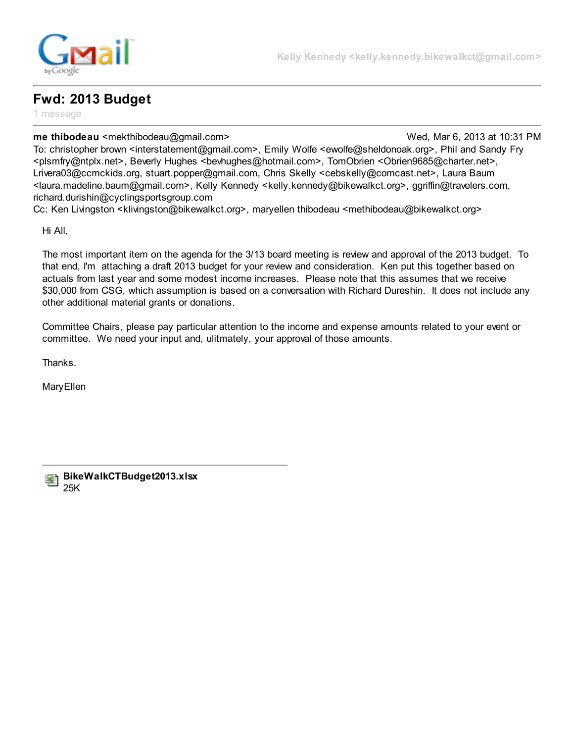Gmail by Google

Kelly Kennedy <kelly.kennedy.bikewalkct@gmail.com>

# Fwd: 2013 Budget

1 message

**me thibodeau** <mekthibodeau@gmail.com> Wed, Mar 6, 2013 at 10:31 PM

To: christopher brown <interstatement@gmail.com>, Emily Wolfe <ewolfe@sheldonoak.org>, Phil and Sandy Fry <plsmfry@ntplx.net>, Beverly Hughes <bevhughes@hotmail.com>, TomObrien <Obrien9685@charter.net>, Lrivera03@ccmckids.org, stuart.popper@gmail.com, Chris Skelly <cebskelly@comcast.net>, Laura Baum <laura.madeline.baum@gmail.com>, Kelly Kennedy <kelly.kennedy@bikewalkct.org>, ggriffin@travelers.com, richard.durishin@cyclingsportsgroup.com

Cc: Ken Livingston <klivingston@bikewalkct.org>, maryellen thibodeau <methibodeau@bikewalkct.org>

Hi All,

The most important item on the agenda for the 3/13 board meeting is review and approval of the 2013 budget. To that end, I'm attaching a draft 2013 budget for your review and consideration. Ken put this together based on actuals from last year and some modest income increases. Please note that this assumes that we receive $30,000 from CSG, which assumption is based on a conversation with Richard Dureshin. It does not include any other additional material grants or donations.

Committee Chairs, please pay particular attention to the income and expense amounts related to your event or committee. We need your input and, ulitmately, your approval of those amounts.

Thanks.

MaryEllen

---

**BikeWalkCTBudget2013.xlsx**
25K